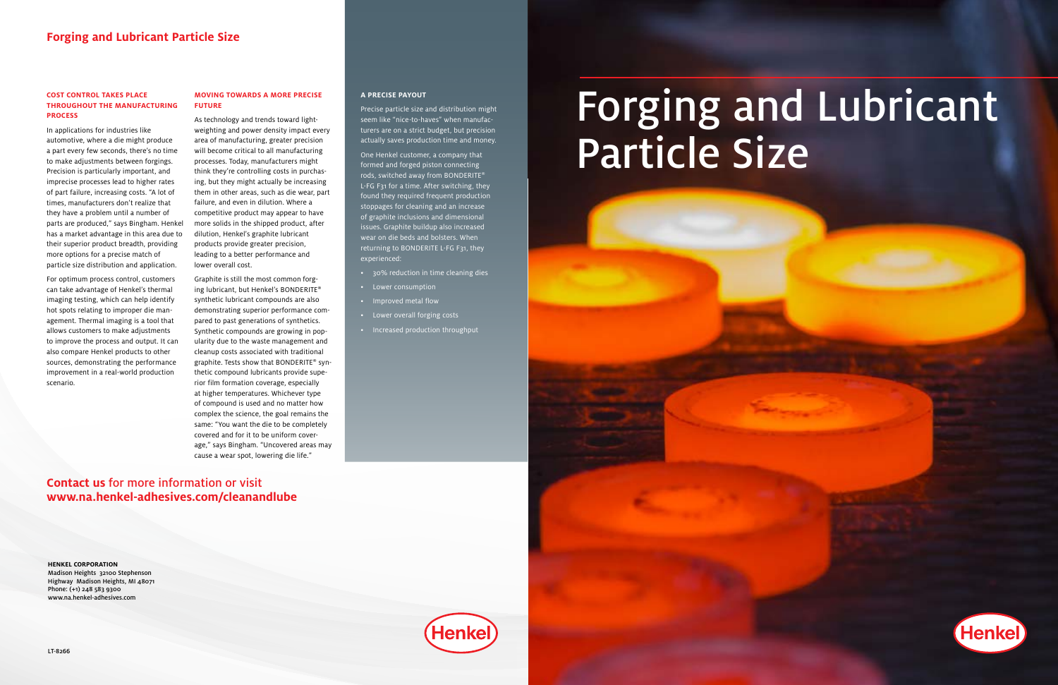# Forging and Lubricant Particle Size

## Forging and Lubricant Particle Size

### COST CONTROL TAKES PLACE THROUGHOUT THE MANUFACTURING PROCESS

In applications for industries like automotive, where a die might produce a part every few seconds, there's no time to make adjustments between forgings. Precision is particularly important, and imprecise processes lead to higher rates of part failure, increasing costs. "A lot of times, manufacturers don't realize that they have a problem until a number of parts are produced," says Bingham. Henkel has a market advantage in this area due to their superior product breadth, providing more options for a precise match of particle size distribution and application.

For optimum process control, customers can take advantage of Henkel's thermal imaging testing, which can help identify hot spots relating to improper die management. Thermal imaging is a tool that allows customers to make adjustments to improve the process and output. It can also compare Henkel products to other sources, demonstrating the performance improvement in a real-world production scenario.

### MOVING TOWARDS A MORE PRECISE FUTURE

As technology and trends toward lightweighting and power density impact every area of manufacturing, greater precision will become critical to all manufacturing processes. Today, manufacturers might think they're controlling costs in purchasing, but they might actually be increasing them in other areas, such as die wear, part failure, and even in dilution. Where a competitive product may appear to have more solids in the shipped product, after dilution, Henkel's graphite lubricant products provide greater precision, leading to a better performance and lower overall cost.

Graphite is still the most common forging lubricant, but Henkel's BONDERITE® synthetic lubricant compounds are also demonstrating superior performance compared to past generations of synthetics. Synthetic compounds are growing in popularity due to the waste management and cleanup costs associated with traditional graphite. Tests show that BONDERITE® synthetic compound lubricants provide superior film formation coverage, especially at higher temperatures. Whichever type of compound is used and no matter how complex the science, the goal remains the same: "You want the die to be completely covered and for it to be uniform coverage," says Bingham. "Uncovered areas may cause a wear spot, lowering die life."

### A PRECISE PAYOUT

Precise particle size and distribution might seem like "nice-to-haves" when manufacturers are on a strict budget, but precision actually saves production time and money.

One Henkel customer, a company that formed and forged piston connecting rods, switched away from BONDERITE® L-FG F31 for a time. After switching, they found they required frequent production stoppages for cleaning and an increase of graphite inclusions and dimensional issues. Graphite buildup also increased wear on die beds and bolsters. When returning to BONDERITE L-FG F31, they experienced:

- 30% reduction in time cleaning dies
- Lower consumption
- Improved metal flow
- Lower overall forging costs
- Increased production throughput

**Contact us** for more information or visit **www.na.henkel-adhesives.com/cleanandlube**

**HENKEL CORPORATION**
Madison Heights 32100 Stephenson Highway Madison Heights, MI 48071
Phone: (+1) 248 583 9300
www.na.henkel-adhesives.com

LT-8266

Henkel

Henkel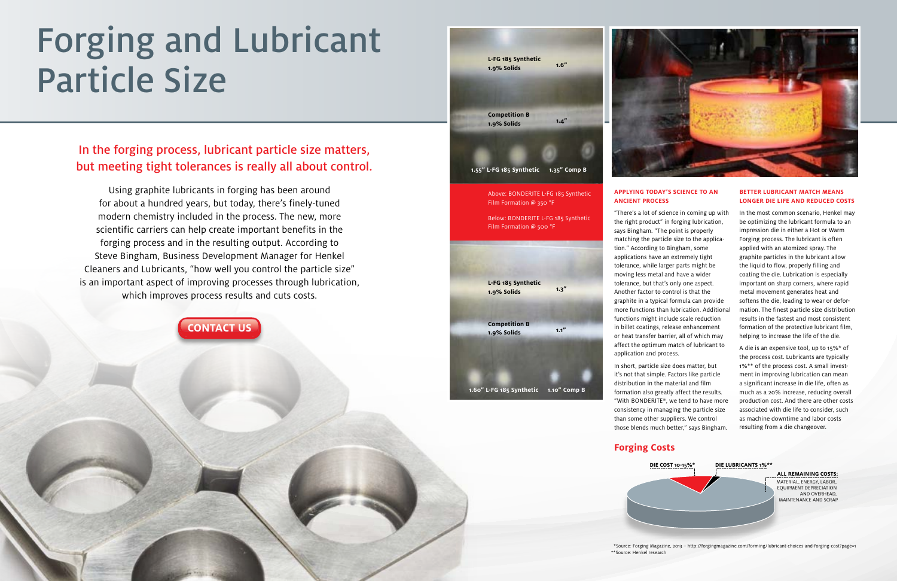# Forging and Lubricant Particle Size

## In the forging process, lubricant particle size matters, but meeting tight tolerances is really all about control.

Using graphite lubricants in forging has been around for about a hundred years, but today, there's finely-tuned modern chemistry included in the process. The new, more scientific carriers can help create important benefits in the forging process and in the resulting output. According to Steve Bingham, Business Development Manager for Henkel Cleaners and Lubricants, "how well you control the particle size" is an important aspect of improving processes through lubrication, which improves process results and cuts costs.

CONTACT US

L-FG 185 Synthetic
1.9% Solids
1.6"

Competition B
1.9% Solids
1.4"

1.55" L-FG 185 Synthetic
1.35" Comp B

Above: BONDERITE L-FG 185 Synthetic Film Formation @ 350 °F

Below: BONDERITE L-FG 185 Synthetic Film Formation @ 500 °F

L-FG 185 Synthetic
1.9% Solids
1.3"

Competition B
1.9% Solids
1.1"

1.60" L-FG 185 Synthetic
1.10" Comp B

### APPLYING TODAY'S SCIENCE TO AN ANCIENT PROCESS

"There's a lot of science in coming up with the right product" in forging lubrication, says Bingham. "The point is properly matching the particle size to the application." According to Bingham, some applications have an extremely tight tolerance, while larger parts might be moving less metal and have a wider tolerance, but that's only one aspect. Another factor to control is that the graphite in a typical formula can provide more functions than lubrication. Additional functions might include scale reduction in billet coatings, release enhancement or heat transfer barrier, all of which may affect the optimum match of lubricant to application and process.

In short, particle size does matter, but it's not that simple. Factors like particle distribution in the material and film formation also greatly affect the results. "With BONDERITE®, we tend to have more consistency in managing the particle size than some other suppliers. We control those blends much better," says Bingham.

### BETTER LUBRICANT MATCH MEANS LONGER DIE LIFE AND REDUCED COSTS

In the most common scenario, Henkel may be optimizing the lubricant formula to an impression die in either a Hot or Warm Forging process. The lubricant is often applied with an atomized spray. The graphite particles in the lubricant allow the liquid to flow, properly filling and coating the die. Lubrication is especially important on sharp corners, where rapid metal movement generates heat and softens the die, leading to wear or deformation. The finest particle size distribution results in the fastest and most consistent formation of the protective lubricant film, helping to increase the life of the die.

A die is an expensive tool, up to 15%* of the process cost. Lubricants are typically 1%** of the process cost. A small investment in improving lubrication can mean a significant increase in die life, often as much as a 20% increase, reducing overall production cost. And there are other costs associated with die life to consider, such as machine downtime and labor costs resulting from a die changeover.

## Forging Costs

DIE COST 10-15%*

DIE LUBRICANTS 1%**

ALL REMAINING COSTS: MATERIAL, ENERGY, LABOR, EQUIPMENT DEPRECIATION AND OVERHEAD, MAINTENANCE AND SCRAP

*Source: Forging Magazine, 2013 – http://forgingmagazine.com/forming/lubricant-choices-and-forging-cost?page=1
**Source: Henkel research